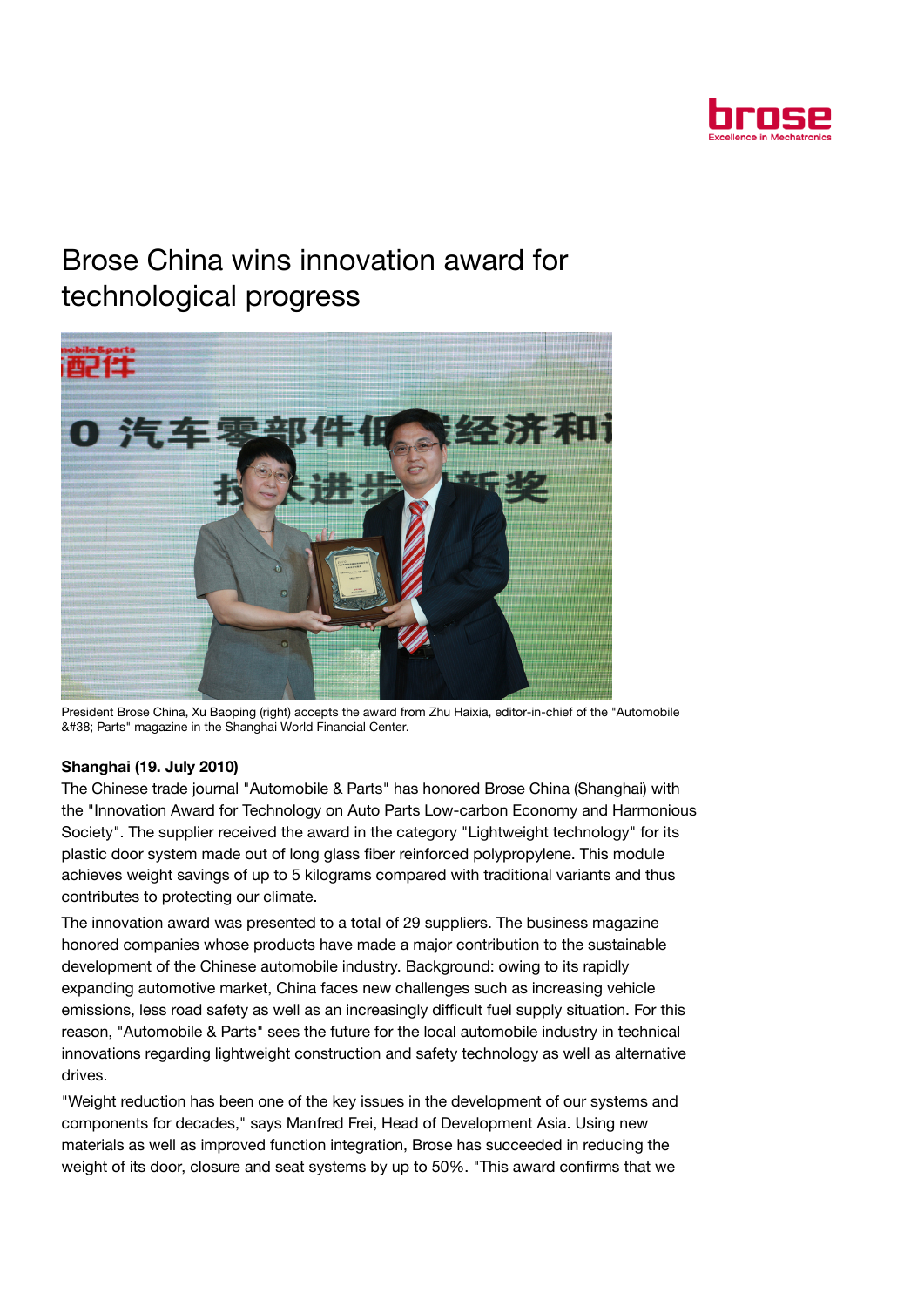# Brose China wins innovation award for technological progress

President Brose China, Xu Baoping (right) accepts the award from Zhu Haixia, editor-in-chief of the "Automobile &#38; Parts" magazine in the Shanghai World Financial Center.

**Shanghai (19. July 2010)**

The Chinese trade journal "Automobile & Parts" has honored Brose China (Shanghai) with the "Innovation Award for Technology on Auto Parts Low-carbon Economy and Harmonious Society". The supplier received the award in the category "Lightweight technology" for its plastic door system made out of long glass fiber reinforced polypropylene. This module achieves weight savings of up to 5 kilograms compared with traditional variants and thus contributes to protecting our climate.

The innovation award was presented to a total of 29 suppliers. The business magazine honored companies whose products have made a major contribution to the sustainable development of the Chinese automobile industry. Background: owing to its rapidly expanding automotive market, China faces new challenges such as increasing vehicle emissions, less road safety as well as an increasingly difficult fuel supply situation. For this reason, "Automobile & Parts" sees the future for the local automobile industry in technical innovations regarding lightweight construction and safety technology as well as alternative drives.

"Weight reduction has been one of the key issues in the development of our systems and components for decades," says Manfred Frei, Head of Development Asia. Using new materials as well as improved function integration, Brose has succeeded in reducing the weight of its door, closure and seat systems by up to 50%. "This award confirms that we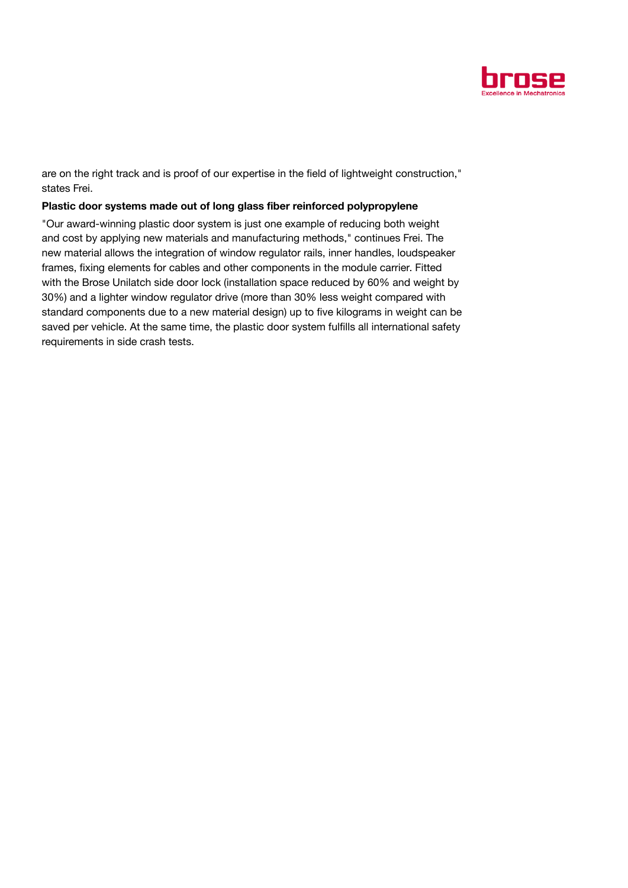are on the right track and is proof of our expertise in the field of lightweight construction," states Frei.

**Plastic door systems made out of long glass fiber reinforced polypropylene**

"Our award-winning plastic door system is just one example of reducing both weight and cost by applying new materials and manufacturing methods," continues Frei. The new material allows the integration of window regulator rails, inner handles, loudspeaker frames, fixing elements for cables and other components in the module carrier. Fitted with the Brose Unilatch side door lock (installation space reduced by 60% and weight by 30%) and a lighter window regulator drive (more than 30% less weight compared with standard components due to a new material design) up to five kilograms in weight can be saved per vehicle. At the same time, the plastic door system fulfills all international safety requirements in side crash tests.